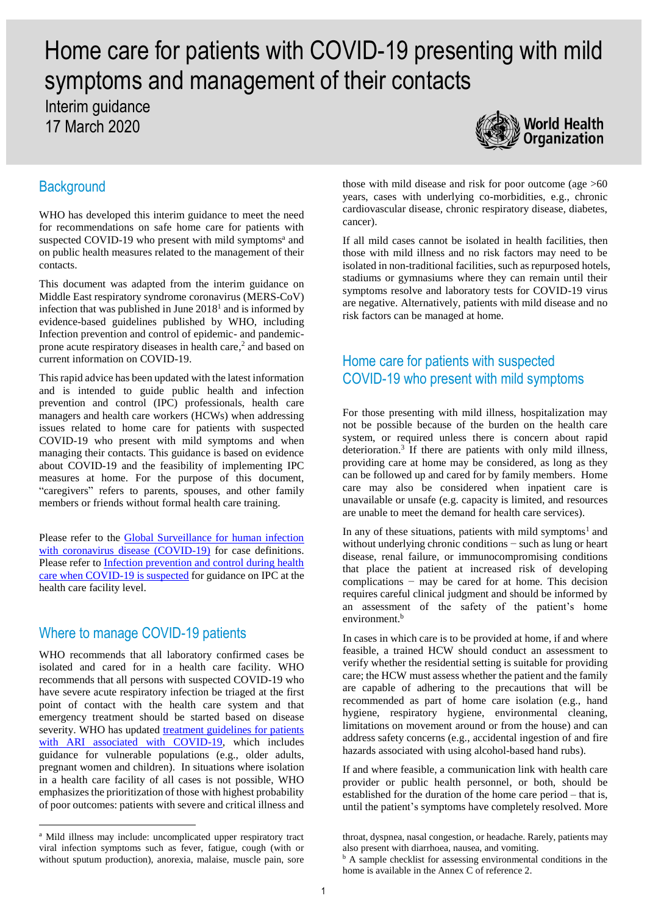# Home care for patients with COVID-19 presenting with mild symptoms and management of their contacts

Interim guidance
17 March 2020

## Background

WHO has developed this interim guidance to meet the need for recommendations on safe home care for patients with suspected COVID-19 who present with mild symptoms[a] and on public health measures related to the management of their contacts.

This document was adapted from the interim guidance on Middle East respiratory syndrome coronavirus (MERS-CoV) infection that was published in June 2018[1] and is informed by evidence-based guidelines published by WHO, including Infection prevention and control of epidemic- and pandemic-prone acute respiratory diseases in health care,[2] and based on current information on COVID-19.

This rapid advice has been updated with the latest information and is intended to guide public health and infection prevention and control (IPC) professionals, health care managers and health care workers (HCWs) when addressing issues related to home care for patients with suspected COVID-19 who present with mild symptoms and when managing their contacts. This guidance is based on evidence about COVID-19 and the feasibility of implementing IPC measures at home. For the purpose of this document, "caregivers" refers to parents, spouses, and other family members or friends without formal health care training.

Please refer to the [Global Surveillance for human infection with coronavirus disease (COVID-19)](#) for case definitions. Please refer to [Infection prevention and control during health care when COVID-19 is suspected](#) for guidance on IPC at the health care facility level.

## Where to manage COVID-19 patients

WHO recommends that all laboratory confirmed cases be isolated and cared for in a health care facility. WHO recommends that all persons with suspected COVID-19 who have severe acute respiratory infection be triaged at the first point of contact with the health care system and that emergency treatment should be started based on disease severity. WHO has updated [treatment guidelines for patients with ARI associated with COVID-19](#), which includes guidance for vulnerable populations (e.g., older adults, pregnant women and children). In situations where isolation in a health care facility of all cases is not possible, WHO emphasizes the prioritization of those with highest probability of poor outcomes: patients with severe and critical illness and those with mild disease and risk for poor outcome (age >60 years, cases with underlying co-morbidities, e.g., chronic cardiovascular disease, chronic respiratory disease, diabetes, cancer).

If all mild cases cannot be isolated in health facilities, then those with mild illness and no risk factors may need to be isolated in non-traditional facilities, such as repurposed hotels, stadiums or gymnasiums where they can remain until their symptoms resolve and laboratory tests for COVID-19 virus are negative. Alternatively, patients with mild disease and no risk factors can be managed at home.

## Home care for patients with suspected COVID-19 who present with mild symptoms

For those presenting with mild illness, hospitalization may not be possible because of the burden on the health care system, or required unless there is concern about rapid deterioration.[3] If there are patients with only mild illness, providing care at home may be considered, as long as they can be followed up and cared for by family members. Home care may also be considered when inpatient care is unavailable or unsafe (e.g. capacity is limited, and resources are unable to meet the demand for health care services).

In any of these situations, patients with mild symptoms[1] and without underlying chronic conditions – such as lung or heart disease, renal failure, or immunocompromising conditions that place the patient at increased risk of developing complications – may be cared for at home. This decision requires careful clinical judgment and should be informed by an assessment of the safety of the patient's home environment.[b]

In cases in which care is to be provided at home, if and where feasible, a trained HCW should conduct an assessment to verify whether the residential setting is suitable for providing care; the HCW must assess whether the patient and the family are capable of adhering to the precautions that will be recommended as part of home care isolation (e.g., hand hygiene, respiratory hygiene, environmental cleaning, limitations on movement around or from the house) and can address safety concerns (e.g., accidental ingestion of and fire hazards associated with using alcohol-based hand rubs).

If and where feasible, a communication link with health care provider or public health personnel, or both, should be established for the duration of the home care period – that is, until the patient's symptoms have completely resolved. More

---

[a] Mild illness may include: uncomplicated upper respiratory tract viral infection symptoms such as fever, fatigue, cough (with or without sputum production), anorexia, malaise, muscle pain, sore throat, dyspnea, nasal congestion, or headache. Rarely, patients may also present with diarrhoea, nausea, and vomiting.

[b] A sample checklist for assessing environmental conditions in the home is available in the Annex C of reference 2.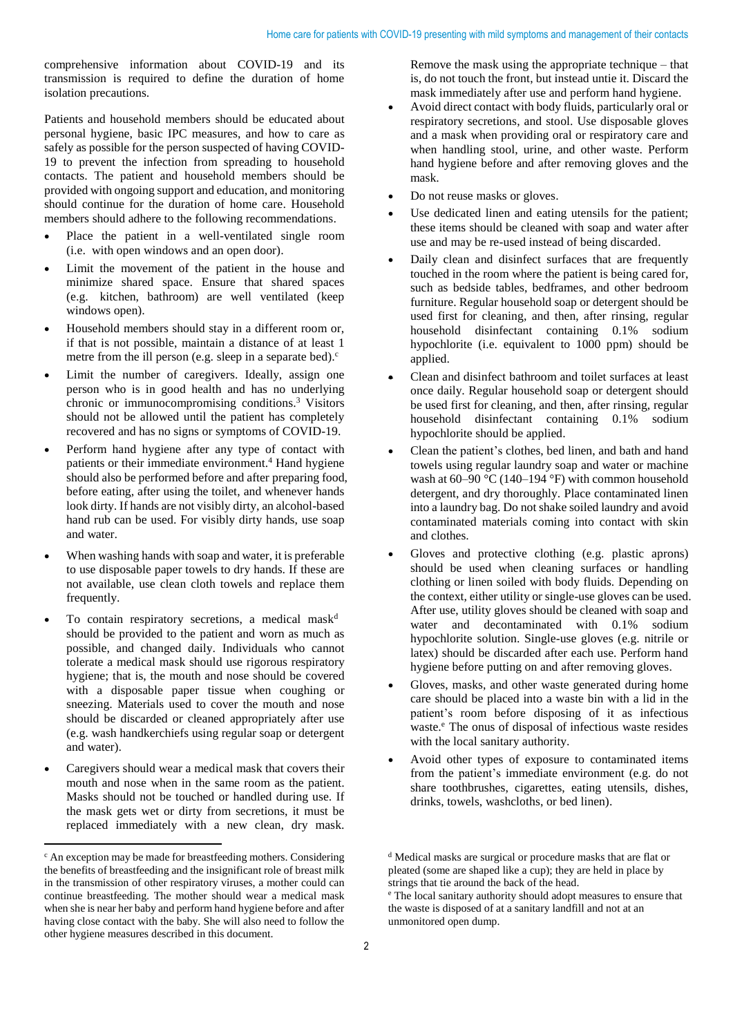comprehensive information about COVID-19 and its transmission is required to define the duration of home isolation precautions.

Patients and household members should be educated about personal hygiene, basic IPC measures, and how to care as safely as possible for the person suspected of having COVID-19 to prevent the infection from spreading to household contacts. The patient and household members should be provided with ongoing support and education, and monitoring should continue for the duration of home care. Household members should adhere to the following recommendations.

- Place the patient in a well-ventilated single room (i.e. with open windows and an open door).
- Limit the movement of the patient in the house and minimize shared space. Ensure that shared spaces (e.g. kitchen, bathroom) are well ventilated (keep windows open).
- Household members should stay in a different room or, if that is not possible, maintain a distance of at least 1 metre from the ill person (e.g. sleep in a separate bed).[c]
- Limit the number of caregivers. Ideally, assign one person who is in good health and has no underlying chronic or immunocompromising conditions.[3] Visitors should not be allowed until the patient has completely recovered and has no signs or symptoms of COVID-19.
- Perform hand hygiene after any type of contact with patients or their immediate environment.[4] Hand hygiene should also be performed before and after preparing food, before eating, after using the toilet, and whenever hands look dirty. If hands are not visibly dirty, an alcohol-based hand rub can be used. For visibly dirty hands, use soap and water.
- When washing hands with soap and water, it is preferable to use disposable paper towels to dry hands. If these are not available, use clean cloth towels and replace them frequently.
- To contain respiratory secretions, a medical mask[d] should be provided to the patient and worn as much as possible, and changed daily. Individuals who cannot tolerate a medical mask should use rigorous respiratory hygiene; that is, the mouth and nose should be covered with a disposable paper tissue when coughing or sneezing. Materials used to cover the mouth and nose should be discarded or cleaned appropriately after use (e.g. wash handkerchiefs using regular soap or detergent and water).
- Caregivers should wear a medical mask that covers their mouth and nose when in the same room as the patient. Masks should not be touched or handled during use. If the mask gets wet or dirty from secretions, it must be replaced immediately with a new clean, dry mask. Remove the mask using the appropriate technique – that is, do not touch the front, but instead untie it. Discard the mask immediately after use and perform hand hygiene.
- Avoid direct contact with body fluids, particularly oral or respiratory secretions, and stool. Use disposable gloves and a mask when providing oral or respiratory care and when handling stool, urine, and other waste. Perform hand hygiene before and after removing gloves and the mask.
- Do not reuse masks or gloves.
- Use dedicated linen and eating utensils for the patient; these items should be cleaned with soap and water after use and may be re-used instead of being discarded.
- Daily clean and disinfect surfaces that are frequently touched in the room where the patient is being cared for, such as bedside tables, bedframes, and other bedroom furniture. Regular household soap or detergent should be used first for cleaning, and then, after rinsing, regular household disinfectant containing 0.1% sodium hypochlorite (i.e. equivalent to 1000 ppm) should be applied.
- Clean and disinfect bathroom and toilet surfaces at least once daily. Regular household soap or detergent should be used first for cleaning, and then, after rinsing, regular household disinfectant containing 0.1% sodium hypochlorite should be applied.
- Clean the patient's clothes, bed linen, and bath and hand towels using regular laundry soap and water or machine wash at 60–90 °C (140–194 °F) with common household detergent, and dry thoroughly. Place contaminated linen into a laundry bag. Do not shake soiled laundry and avoid contaminated materials coming into contact with skin and clothes.
- Gloves and protective clothing (e.g. plastic aprons) should be used when cleaning surfaces or handling clothing or linen soiled with body fluids. Depending on the context, either utility or single-use gloves can be used. After use, utility gloves should be cleaned with soap and water and decontaminated with 0.1% sodium hypochlorite solution. Single-use gloves (e.g. nitrile or latex) should be discarded after each use. Perform hand hygiene before putting on and after removing gloves.
- Gloves, masks, and other waste generated during home care should be placed into a waste bin with a lid in the patient's room before disposing of it as infectious waste.[e] The onus of disposal of infectious waste resides with the local sanitary authority.
- Avoid other types of exposure to contaminated items from the patient's immediate environment (e.g. do not share toothbrushes, cigarettes, eating utensils, dishes, drinks, towels, washcloths, or bed linen).

---

[c] An exception may be made for breastfeeding mothers. Considering the benefits of breastfeeding and the insignificant role of breast milk in the transmission of other respiratory viruses, a mother could can continue breastfeeding. The mother should wear a medical mask when she is near her baby and perform hand hygiene before and after having close contact with the baby. She will also need to follow the other hygiene measures described in this document.

[d] Medical masks are surgical or procedure masks that are flat or pleated (some are shaped like a cup); they are held in place by strings that tie around the back of the head.

[e] The local sanitary authority should adopt measures to ensure that the waste is disposed of at a sanitary landfill and not at an unmonitored open dump.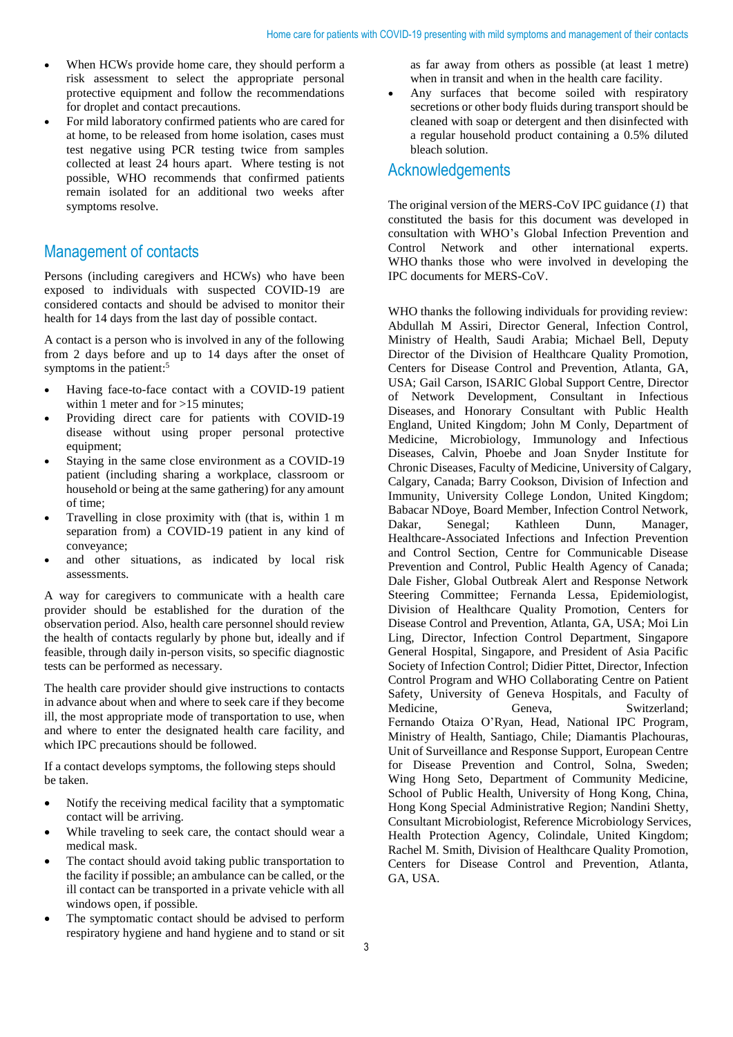- When HCWs provide home care, they should perform a risk assessment to select the appropriate personal protective equipment and follow the recommendations for droplet and contact precautions.
- For mild laboratory confirmed patients who are cared for at home, to be released from home isolation, cases must test negative using PCR testing twice from samples collected at least 24 hours apart. Where testing is not possible, WHO recommends that confirmed patients remain isolated for an additional two weeks after symptoms resolve.

## Management of contacts

Persons (including caregivers and HCWs) who have been exposed to individuals with suspected COVID-19 are considered contacts and should be advised to monitor their health for 14 days from the last day of possible contact.

A contact is a person who is involved in any of the following from 2 days before and up to 14 days after the onset of symptoms in the patient:[5]

- Having face-to-face contact with a COVID-19 patient within 1 meter and for >15 minutes;
- Providing direct care for patients with COVID-19 disease without using proper personal protective equipment;
- Staying in the same close environment as a COVID-19 patient (including sharing a workplace, classroom or household or being at the same gathering) for any amount of time;
- Travelling in close proximity with (that is, within 1 m separation from) a COVID-19 patient in any kind of conveyance;
- and other situations, as indicated by local risk assessments.

A way for caregivers to communicate with a health care provider should be established for the duration of the observation period. Also, health care personnel should review the health of contacts regularly by phone but, ideally and if feasible, through daily in-person visits, so specific diagnostic tests can be performed as necessary.

The health care provider should give instructions to contacts in advance about when and where to seek care if they become ill, the most appropriate mode of transportation to use, when and where to enter the designated health care facility, and which IPC precautions should be followed.

If a contact develops symptoms, the following steps should be taken.

- Notify the receiving medical facility that a symptomatic contact will be arriving.
- While traveling to seek care, the contact should wear a medical mask.
- The contact should avoid taking public transportation to the facility if possible; an ambulance can be called, or the ill contact can be transported in a private vehicle with all windows open, if possible.
- The symptomatic contact should be advised to perform respiratory hygiene and hand hygiene and to stand or sit as far away from others as possible (at least 1 metre) when in transit and when in the health care facility.
- Any surfaces that become soiled with respiratory secretions or other body fluids during transport should be cleaned with soap or detergent and then disinfected with a regular household product containing a 0.5% diluted bleach solution.

## Acknowledgements

The original version of the MERS-CoV IPC guidance (*1*) that constituted the basis for this document was developed in consultation with WHO's Global Infection Prevention and Control Network and other international experts. WHO thanks those who were involved in developing the IPC documents for MERS-CoV.

WHO thanks the following individuals for providing review: Abdullah M Assiri, Director General, Infection Control, Ministry of Health, Saudi Arabia; Michael Bell, Deputy Director of the Division of Healthcare Quality Promotion, Centers for Disease Control and Prevention, Atlanta, GA, USA; Gail Carson, ISARIC Global Support Centre, Director of Network Development, Consultant in Infectious Diseases, and Honorary Consultant with Public Health England, United Kingdom; John M Conly, Department of Medicine, Microbiology, Immunology and Infectious Diseases, Calvin, Phoebe and Joan Snyder Institute for Chronic Diseases, Faculty of Medicine, University of Calgary, Calgary, Canada; Barry Cookson, Division of Infection and Immunity, University College London, United Kingdom; Babacar NDoye, Board Member, Infection Control Network, Dakar, Senegal; Kathleen Dunn, Manager, Healthcare-Associated Infections and Infection Prevention and Control Section, Centre for Communicable Disease Prevention and Control, Public Health Agency of Canada; Dale Fisher, Global Outbreak Alert and Response Network Steering Committee; Fernanda Lessa, Epidemiologist, Division of Healthcare Quality Promotion, Centers for Disease Control and Prevention, Atlanta, GA, USA; Moi Lin Ling, Director, Infection Control Department, Singapore General Hospital, Singapore, and President of Asia Pacific Society of Infection Control; Didier Pittet, Director, Infection Control Program and WHO Collaborating Centre on Patient Safety, University of Geneva Hospitals, and Faculty of Medicine, Geneva, Switzerland; Fernando Otaiza O'Ryan, Head, National IPC Program, Ministry of Health, Santiago, Chile; Diamantis Plachouras, Unit of Surveillance and Response Support, European Centre for Disease Prevention and Control, Solna, Sweden; Wing Hong Seto, Department of Community Medicine, School of Public Health, University of Hong Kong, China, Hong Kong Special Administrative Region; Nandini Shetty, Consultant Microbiologist, Reference Microbiology Services, Health Protection Agency, Colindale, United Kingdom; Rachel M. Smith, Division of Healthcare Quality Promotion, Centers for Disease Control and Prevention, Atlanta, GA, USA.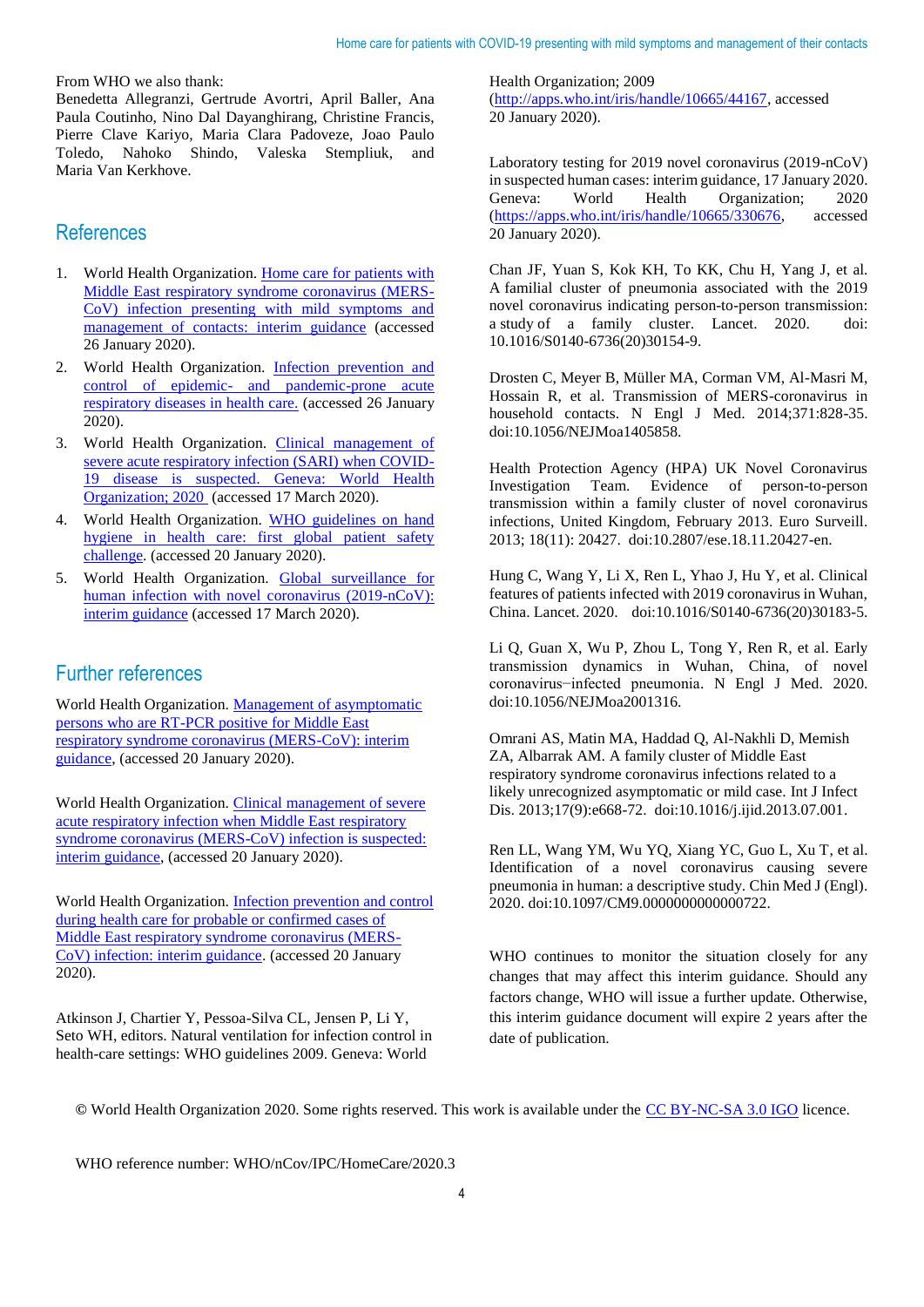From WHO we also thank:
Benedetta Allegranzi, Gertrude Avortri, April Baller, Ana Paula Coutinho, Nino Dal Dayanghirang, Christine Francis, Pierre Clave Kariyo, Maria Clara Padoveze, Joao Paulo Toledo, Nahoko Shindo, Valeska Stempliuk, and Maria Van Kerkhove.

## References

1. World Health Organization. Home care for patients with Middle East respiratory syndrome coronavirus (MERS-CoV) infection presenting with mild symptoms and management of contacts: interim guidance (accessed 26 January 2020).
2. World Health Organization. Infection prevention and control of epidemic- and pandemic-prone acute respiratory diseases in health care. (accessed 26 January 2020).
3. World Health Organization. Clinical management of severe acute respiratory infection (SARI) when COVID-19 disease is suspected. Geneva: World Health Organization; 2020 (accessed 17 March 2020).
4. World Health Organization. WHO guidelines on hand hygiene in health care: first global patient safety challenge. (accessed 20 January 2020).
5. World Health Organization. Global surveillance for human infection with novel coronavirus (2019-nCoV): interim guidance (accessed 17 March 2020).

## Further references

World Health Organization. Management of asymptomatic persons who are RT-PCR positive for Middle East respiratory syndrome coronavirus (MERS-CoV): interim guidance, (accessed 20 January 2020).

World Health Organization. Clinical management of severe acute respiratory infection when Middle East respiratory syndrome coronavirus (MERS-CoV) infection is suspected: interim guidance, (accessed 20 January 2020).

World Health Organization. Infection prevention and control during health care for probable or confirmed cases of Middle East respiratory syndrome coronavirus (MERS-CoV) infection: interim guidance. (accessed 20 January 2020).

Atkinson J, Chartier Y, Pessoa-Silva CL, Jensen P, Li Y, Seto WH, editors. Natural ventilation for infection control in health-care settings: WHO guidelines 2009. Geneva: World Health Organization; 2009 (http://apps.who.int/iris/handle/10665/44167, accessed 20 January 2020).

Laboratory testing for 2019 novel coronavirus (2019-nCoV) in suspected human cases: interim guidance, 17 January 2020. Geneva: World Health Organization; 2020 (https://apps.who.int/iris/handle/10665/330676, accessed 20 January 2020).

Chan JF, Yuan S, Kok KH, To KK, Chu H, Yang J, et al. A familial cluster of pneumonia associated with the 2019 novel coronavirus indicating person-to-person transmission: a study of a family cluster. Lancet. 2020. doi: 10.1016/S0140-6736(20)30154-9.

Drosten C, Meyer B, Müller MA, Corman VM, Al-Masri M, Hossain R, et al. Transmission of MERS-coronavirus in household contacts. N Engl J Med. 2014;371:828-35. doi:10.1056/NEJMoa1405858.

Health Protection Agency (HPA) UK Novel Coronavirus Investigation Team. Evidence of person-to-person transmission within a family cluster of novel coronavirus infections, United Kingdom, February 2013. Euro Surveill. 2013; 18(11): 20427. doi:10.2807/ese.18.11.20427-en.

Hung C, Wang Y, Li X, Ren L, Yhao J, Hu Y, et al. Clinical features of patients infected with 2019 coronavirus in Wuhan, China. Lancet. 2020. doi:10.1016/S0140-6736(20)30183-5.

Li Q, Guan X, Wu P, Zhou L, Tong Y, Ren R, et al. Early transmission dynamics in Wuhan, China, of novel coronavirus−infected pneumonia. N Engl J Med. 2020. doi:10.1056/NEJMoa2001316.

Omrani AS, Matin MA, Haddad Q, Al-Nakhli D, Memish ZA, Albarrak AM. A family cluster of Middle East respiratory syndrome coronavirus infections related to a likely unrecognized asymptomatic or mild case. Int J Infect Dis. 2013;17(9):e668-72. doi:10.1016/j.ijid.2013.07.001.

Ren LL, Wang YM, Wu YQ, Xiang YC, Guo L, Xu T, et al. Identification of a novel coronavirus causing severe pneumonia in human: a descriptive study. Chin Med J (Engl). 2020. doi:10.1097/CM9.0000000000000722.

WHO continues to monitor the situation closely for any changes that may affect this interim guidance. Should any factors change, WHO will issue a further update. Otherwise, this interim guidance document will expire 2 years after the date of publication.

© World Health Organization 2020. Some rights reserved. This work is available under the CC BY-NC-SA 3.0 IGO licence.

WHO reference number: WHO/nCov/IPC/HomeCare/2020.3